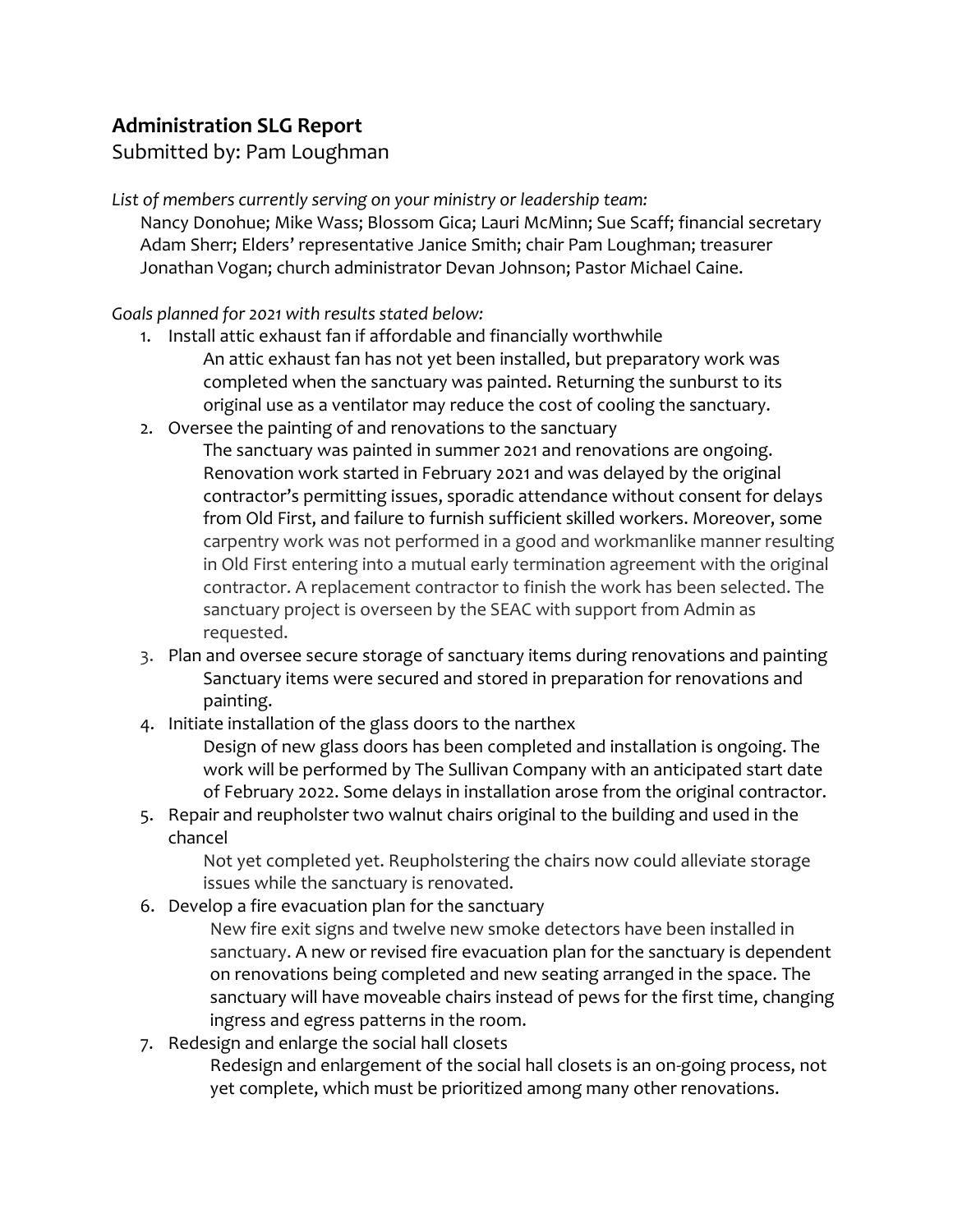## Administration SLG Report

Submitted by: Pam Loughman

*List of members currently serving on your ministry or leadership team:*

Nancy Donohue; Mike Wass; Blossom Gica; Lauri McMinn; Sue Scaff; financial secretary Adam Sherr; Elders' representative Janice Smith; chair Pam Loughman; treasurer Jonathan Vogan; church administrator Devan Johnson; Pastor Michael Caine.

*Goals planned for 2021 with results stated below:*

1. Install attic exhaust fan if affordable and financially worthwhile

   An attic exhaust fan has not yet been installed, but preparatory work was completed when the sanctuary was painted. Returning the sunburst to its original use as a ventilator may reduce the cost of cooling the sanctuary.

2. Oversee the painting of and renovations to the sanctuary

   The sanctuary was painted in summer 2021 and renovations are ongoing. Renovation work started in February 2021 and was delayed by the original contractor's permitting issues, sporadic attendance without consent for delays from Old First, and failure to furnish sufficient skilled workers. Moreover, some carpentry work was not performed in a good and workmanlike manner resulting in Old First entering into a mutual early termination agreement with the original contractor. A replacement contractor to finish the work has been selected. The sanctuary project is overseen by the SEAC with support from Admin as requested.

3. Plan and oversee secure storage of sanctuary items during renovations and painting

   Sanctuary items were secured and stored in preparation for renovations and painting.

4. Initiate installation of the glass doors to the narthex

   Design of new glass doors has been completed and installation is ongoing. The work will be performed by The Sullivan Company with an anticipated start date of February 2022. Some delays in installation arose from the original contractor.

5. Repair and reupholster two walnut chairs original to the building and used in the chancel

   Not yet completed yet. Reupholstering the chairs now could alleviate storage issues while the sanctuary is renovated.

6. Develop a fire evacuation plan for the sanctuary

   New fire exit signs and twelve new smoke detectors have been installed in sanctuary. A new or revised fire evacuation plan for the sanctuary is dependent on renovations being completed and new seating arranged in the space. The sanctuary will have moveable chairs instead of pews for the first time, changing ingress and egress patterns in the room.

7. Redesign and enlarge the social hall closets

   Redesign and enlargement of the social hall closets is an on-going process, not yet complete, which must be prioritized among many other renovations.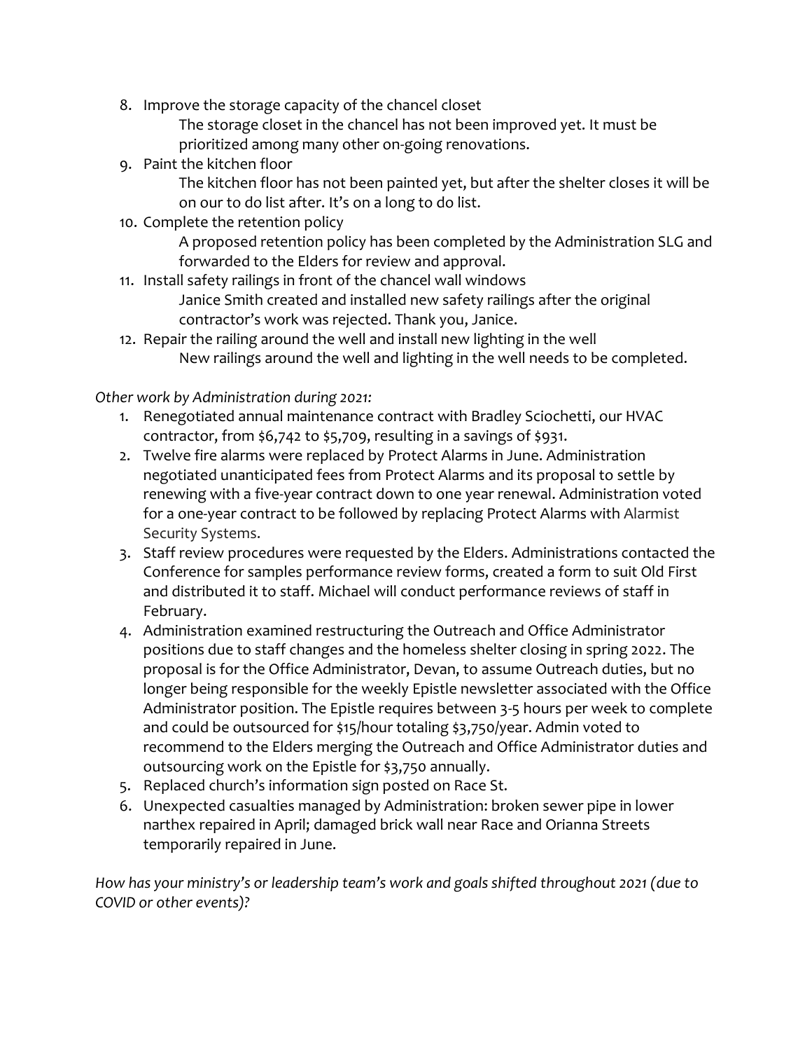8. Improve the storage capacity of the chancel closet

   The storage closet in the chancel has not been improved yet. It must be prioritized among many other on-going renovations.

9. Paint the kitchen floor

   The kitchen floor has not been painted yet, but after the shelter closes it will be on our to do list after. It's on a long to do list.

10. Complete the retention policy

    A proposed retention policy has been completed by the Administration SLG and forwarded to the Elders for review and approval.

11. Install safety railings in front of the chancel wall windows

    Janice Smith created and installed new safety railings after the original contractor's work was rejected. Thank you, Janice.

12. Repair the railing around the well and install new lighting in the well

    New railings around the well and lighting in the well needs to be completed.

*Other work by Administration during 2021:*

1. Renegotiated annual maintenance contract with Bradley Sciochetti, our HVAC contractor, from $6,742 to $5,709, resulting in a savings of $931.
2. Twelve fire alarms were replaced by Protect Alarms in June. Administration negotiated unanticipated fees from Protect Alarms and its proposal to settle by renewing with a five-year contract down to one year renewal. Administration voted for a one-year contract to be followed by replacing Protect Alarms with Alarmist Security Systems.
3. Staff review procedures were requested by the Elders. Administrations contacted the Conference for samples performance review forms, created a form to suit Old First and distributed it to staff. Michael will conduct performance reviews of staff in February.
4. Administration examined restructuring the Outreach and Office Administrator positions due to staff changes and the homeless shelter closing in spring 2022. The proposal is for the Office Administrator, Devan, to assume Outreach duties, but no longer being responsible for the weekly Epistle newsletter associated with the Office Administrator position. The Epistle requires between 3-5 hours per week to complete and could be outsourced for $15/hour totaling $3,750/year. Admin voted to recommend to the Elders merging the Outreach and Office Administrator duties and outsourcing work on the Epistle for $3,750 annually.
5. Replaced church's information sign posted on Race St.
6. Unexpected casualties managed by Administration: broken sewer pipe in lower narthex repaired in April; damaged brick wall near Race and Orianna Streets temporarily repaired in June.

*How has your ministry's or leadership team's work and goals shifted throughout 2021 (due to COVID or other events)?*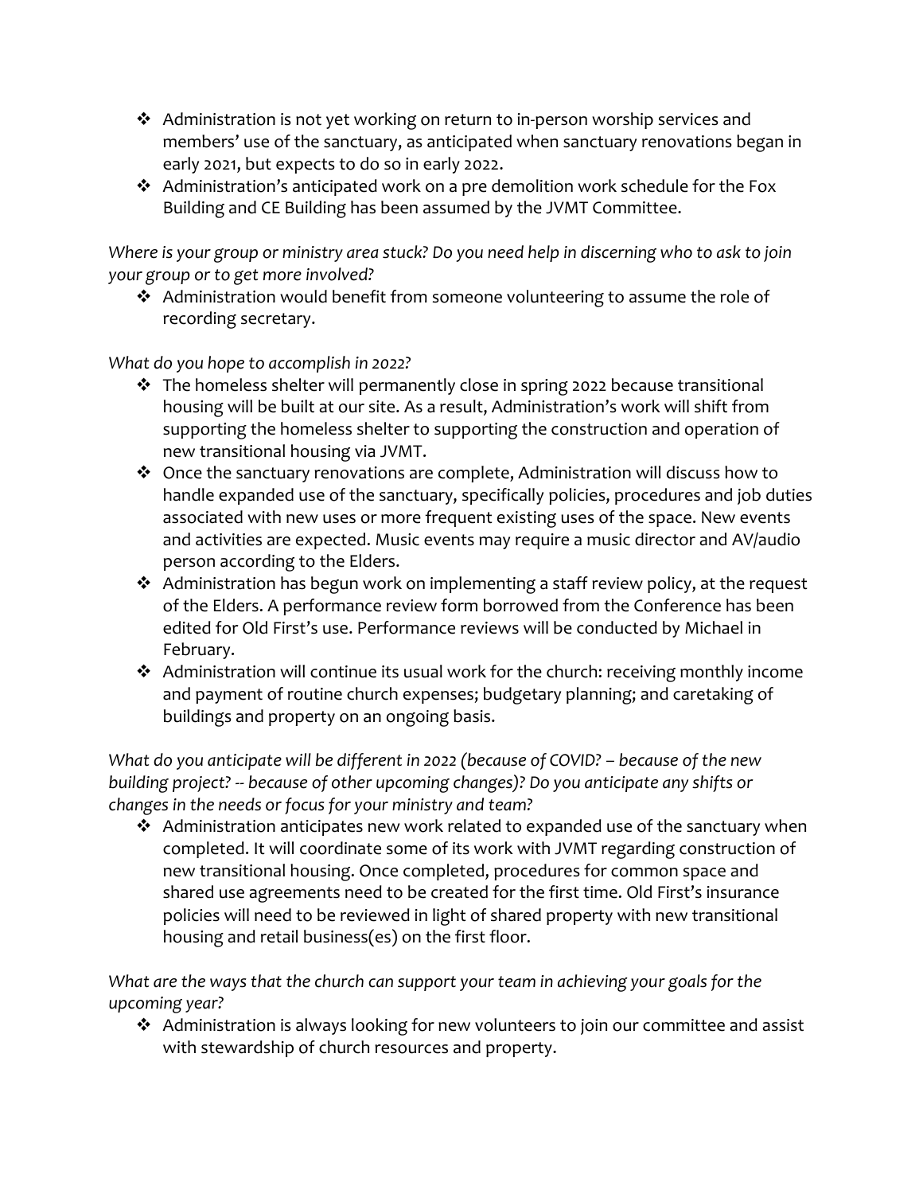- Administration is not yet working on return to in-person worship services and members' use of the sanctuary, as anticipated when sanctuary renovations began in early 2021, but expects to do so in early 2022.
- Administration's anticipated work on a pre demolition work schedule for the Fox Building and CE Building has been assumed by the JVMT Committee.

*Where is your group or ministry area stuck? Do you need help in discerning who to ask to join your group or to get more involved?*

- Administration would benefit from someone volunteering to assume the role of recording secretary.

*What do you hope to accomplish in 2022?*

- The homeless shelter will permanently close in spring 2022 because transitional housing will be built at our site. As a result, Administration's work will shift from supporting the homeless shelter to supporting the construction and operation of new transitional housing via JVMT.
- Once the sanctuary renovations are complete, Administration will discuss how to handle expanded use of the sanctuary, specifically policies, procedures and job duties associated with new uses or more frequent existing uses of the space. New events and activities are expected. Music events may require a music director and AV/audio person according to the Elders.
- Administration has begun work on implementing a staff review policy, at the request of the Elders. A performance review form borrowed from the Conference has been edited for Old First's use. Performance reviews will be conducted by Michael in February.
- Administration will continue its usual work for the church: receiving monthly income and payment of routine church expenses; budgetary planning; and caretaking of buildings and property on an ongoing basis.

*What do you anticipate will be different in 2022 (because of COVID? – because of the new building project? -- because of other upcoming changes)? Do you anticipate any shifts or changes in the needs or focus for your ministry and team?*

- Administration anticipates new work related to expanded use of the sanctuary when completed. It will coordinate some of its work with JVMT regarding construction of new transitional housing. Once completed, procedures for common space and shared use agreements need to be created for the first time. Old First's insurance policies will need to be reviewed in light of shared property with new transitional housing and retail business(es) on the first floor.

*What are the ways that the church can support your team in achieving your goals for the upcoming year?*

- Administration is always looking for new volunteers to join our committee and assist with stewardship of church resources and property.